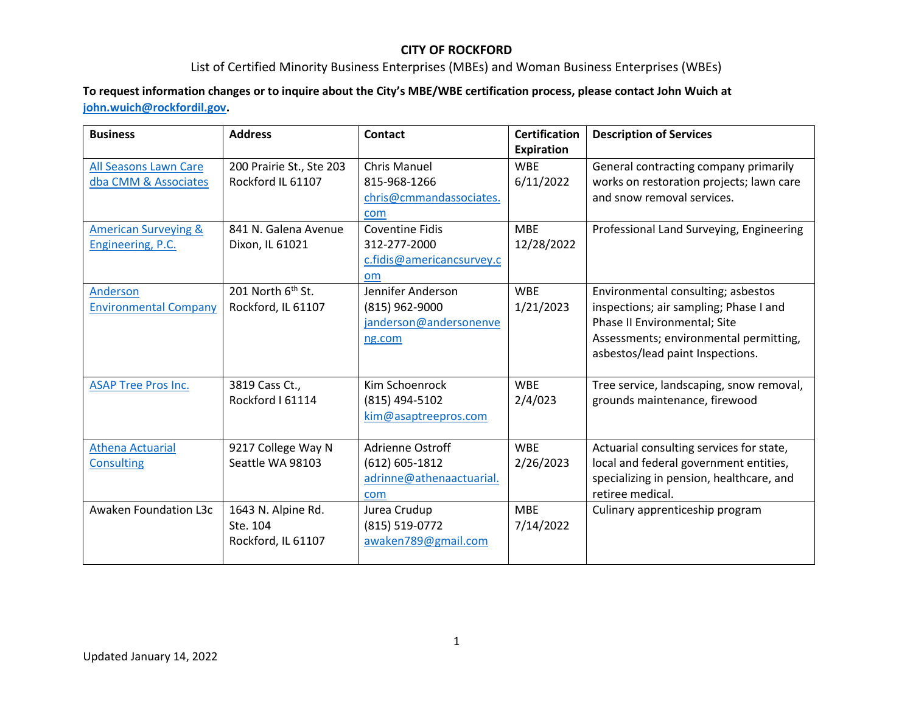# CITY OF ROCKFORD

List of Certified Minority Business Enterprises (MBEs) and Woman Business Enterprises (WBEs)

**To request information changes or to inquire about the City's MBE/WBE certification process, please contact John Wuich at [john.wuich@rockfordil.gov](mailto:john.wuich@rockfordil.gov).**

| Business | Address | Contact | Certification Expiration | Description of Services |
|---|---|---|---|---|
| All Seasons Lawn Care dba CMM & Associates | 200 Prairie St., Ste 203 Rockford IL 61107 | Chris Manuel 815-968-1266 chris@cmmandassociates.com | WBE 6/11/2022 | General contracting company primarily works on restoration projects; lawn care and snow removal services. |
| American Surveying & Engineering, P.C. | 841 N. Galena Avenue Dixon, IL 61021 | Coventine Fidis 312-277-2000 c.fidis@americancsurvey.com | MBE 12/28/2022 | Professional Land Surveying, Engineering |
| Anderson Environmental Company | 201 North 6th St. Rockford, IL 61107 | Jennifer Anderson (815) 962-9000 janderson@andersonenveng.com | WBE 1/21/2023 | Environmental consulting; asbestos inspections; air sampling; Phase I and Phase II Environmental; Site Assessments; environmental permitting, asbestos/lead paint Inspections. |
| ASAP Tree Pros Inc. | 3819 Cass Ct., Rockford I 61114 | Kim Schoenrock (815) 494-5102 kim@asaptreepros.com | WBE 2/4/023 | Tree service, landscaping, snow removal, grounds maintenance, firewood |
| Athena Actuarial Consulting | 9217 College Way N Seattle WA 98103 | Adrienne Ostroff (612) 605-1812 adrinne@athenaactuarial.com | WBE 2/26/2023 | Actuarial consulting services for state, local and federal government entities, specializing in pension, healthcare, and retiree medical. |
| Awaken Foundation L3c | 1643 N. Alpine Rd. Ste. 104 Rockford, IL 61107 | Jurea Crudup (815) 519-0772 awaken789@gmail.com | MBE 7/14/2022 | Culinary apprenticeship program |

Updated January 14, 2022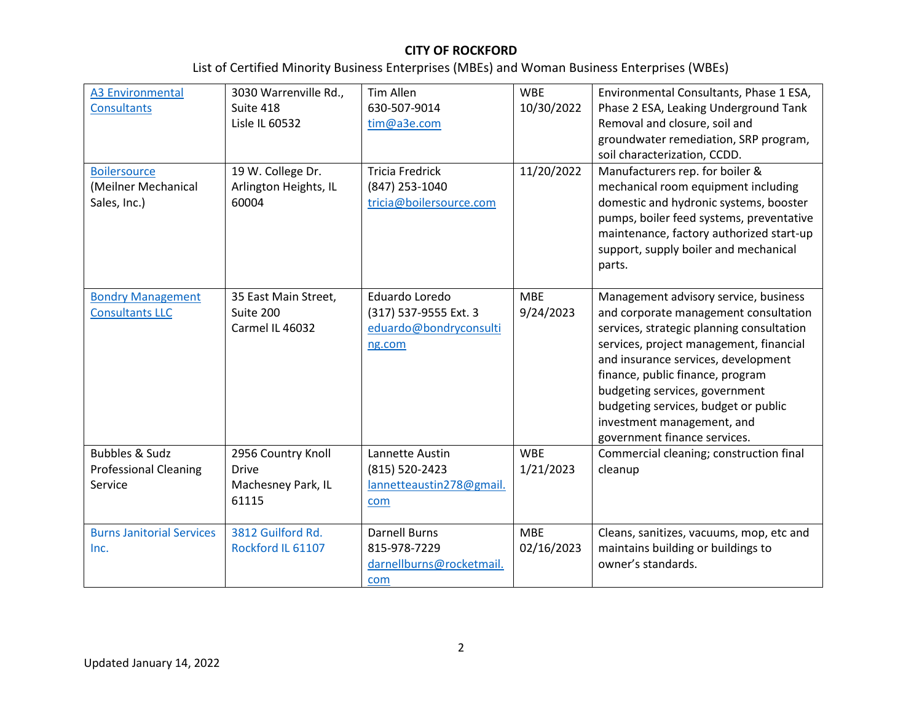**CITY OF ROCKFORD**

List of Certified Minority Business Enterprises (MBEs) and Woman Business Enterprises (WBEs)

| | | | | |
|---|---|---|---|---|
| A3 Environmental Consultants | 3030 Warrenville Rd., Suite 418<br>Lisle IL 60532 | Tim Allen<br>630-507-9014<br>tim@a3e.com | WBE<br>10/30/2022 | Environmental Consultants, Phase 1 ESA, Phase 2 ESA, Leaking Underground Tank Removal and closure, soil and groundwater remediation, SRP program, soil characterization, CCDD. |
| Boilersource (Meilner Mechanical Sales, Inc.) | 19 W. College Dr.<br>Arlington Heights, IL 60004 | Tricia Fredrick<br>(847) 253-1040<br>tricia@boilersource.com | 11/20/2022 | Manufacturers rep. for boiler & mechanical room equipment including domestic and hydronic systems, booster pumps, boiler feed systems, preventative maintenance, factory authorized start-up support, supply boiler and mechanical parts. |
| Bondry Management Consultants LLC | 35 East Main Street, Suite 200<br>Carmel IL 46032 | Eduardo Loredo<br>(317) 537-9555 Ext. 3<br>eduardo@bondryconsulting.com | MBE<br>9/24/2023 | Management advisory service, business and corporate management consultation services, strategic planning consultation services, project management, financial and insurance services, development finance, public finance, program budgeting services, government budgeting services, budget or public investment management, and government finance services. |
| Bubbles & Sudz Professional Cleaning Service | 2956 Country Knoll Drive<br>Machesney Park, IL 61115 | Lannette Austin<br>(815) 520-2423<br>lannetteaustin278@gmail.com | WBE<br>1/21/2023 | Commercial cleaning; construction final cleanup |
| Burns Janitorial Services Inc. | 3812 Guilford Rd.<br>Rockford IL 61107 | Darnell Burns<br>815-978-7229<br>darnellburns@rocketmail.com | MBE<br>02/16/2023 | Cleans, sanitizes, vacuums, mop, etc and maintains building or buildings to owner's standards. |

Updated January 14, 2022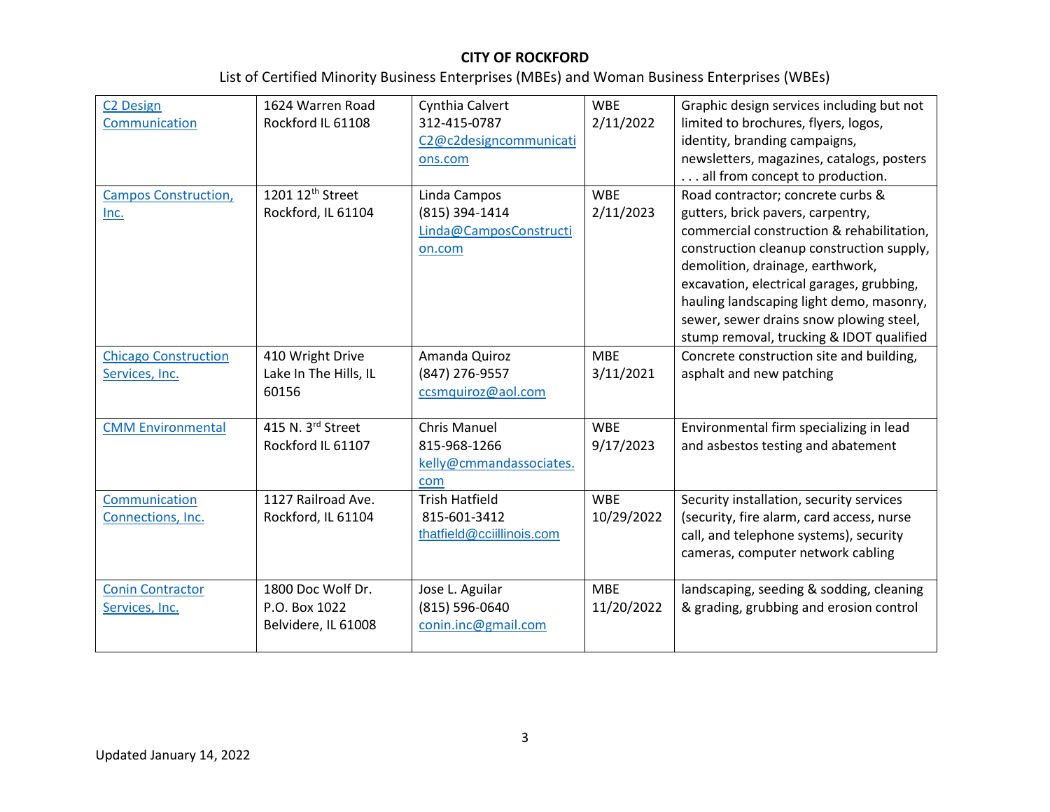**CITY OF ROCKFORD**

List of Certified Minority Business Enterprises (MBEs) and Woman Business Enterprises (WBEs)

| | | | | |
|---|---|---|---|---|
| C2 Design Communication | 1624 Warren Road Rockford IL 61108 | Cynthia Calvert 312-415-0787 C2@c2designcommunications.com | WBE 2/11/2022 | Graphic design services including but not limited to brochures, flyers, logos, identity, branding campaigns, newsletters, magazines, catalogs, posters . . . all from concept to production. |
| Campos Construction, Inc. | 1201 12th Street Rockford, IL 61104 | Linda Campos (815) 394-1414 Linda@CamposConstruction.com | WBE 2/11/2023 | Road contractor; concrete curbs & gutters, brick pavers, carpentry, commercial construction & rehabilitation, construction cleanup construction supply, demolition, drainage, earthwork, excavation, electrical garages, grubbing, hauling landscaping light demo, masonry, sewer, sewer drains snow plowing steel, stump removal, trucking & IDOT qualified |
| Chicago Construction Services, Inc. | 410 Wright Drive Lake In The Hills, IL 60156 | Amanda Quiroz (847) 276-9557 ccsmquiroz@aol.com | MBE 3/11/2021 | Concrete construction site and building, asphalt and new patching |
| CMM Environmental | 415 N. 3rd Street Rockford IL 61107 | Chris Manuel 815-968-1266 kelly@cmmandassociates.com | WBE 9/17/2023 | Environmental firm specializing in lead and asbestos testing and abatement |
| Communication Connections, Inc. | 1127 Railroad Ave. Rockford, IL 61104 | Trish Hatfield 815-601-3412 thatfield@cciillinois.com | WBE 10/29/2022 | Security installation, security services (security, fire alarm, card access, nurse call, and telephone systems), security cameras, computer network cabling |
| Conin Contractor Services, Inc. | 1800 Doc Wolf Dr. P.O. Box 1022 Belvidere, IL 61008 | Jose L. Aguilar (815) 596-0640 conin.inc@gmail.com | MBE 11/20/2022 | landscaping, seeding & sodding, cleaning & grading, grubbing and erosion control |

Updated January 14, 2022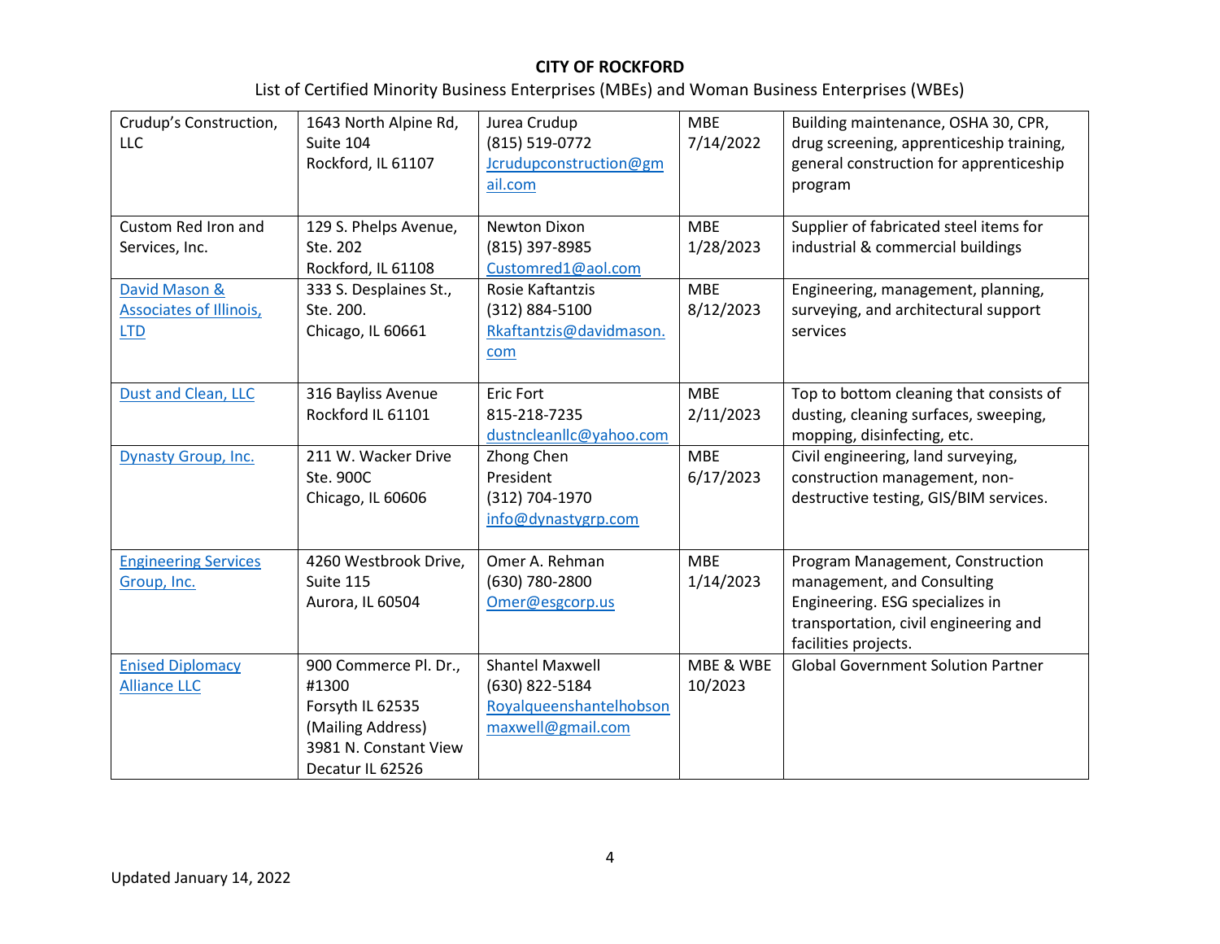**CITY OF ROCKFORD**

List of Certified Minority Business Enterprises (MBEs) and Woman Business Enterprises (WBEs)

| | | | | |
|---|---|---|---|---|
| Crudup's Construction, LLC | 1643 North Alpine Rd, Suite 104<br>Rockford, IL 61107 | Jurea Crudup<br>(815) 519-0772<br>Jcrudupconstruction@gmail.com | MBE<br>7/14/2022 | Building maintenance, OSHA 30, CPR, drug screening, apprenticeship training, general construction for apprenticeship program |
| Custom Red Iron and Services, Inc. | 129 S. Phelps Avenue, Ste. 202<br>Rockford, IL 61108 | Newton Dixon<br>(815) 397-8985<br>Customred1@aol.com | MBE<br>1/28/2023 | Supplier of fabricated steel items for industrial & commercial buildings |
| David Mason & Associates of Illinois, LTD | 333 S. Desplaines St., Ste. 200.<br>Chicago, IL 60661 | Rosie Kaftantzis<br>(312) 884-5100<br>Rkaftantzis@davidmason.com | MBE<br>8/12/2023 | Engineering, management, planning, surveying, and architectural support services |
| Dust and Clean, LLC | 316 Bayliss Avenue<br>Rockford IL 61101 | Eric Fort<br>815-218-7235<br>dustncleanllc@yahoo.com | MBE<br>2/11/2023 | Top to bottom cleaning that consists of dusting, cleaning surfaces, sweeping, mopping, disinfecting, etc. |
| Dynasty Group, Inc. | 211 W. Wacker Drive Ste. 900C<br>Chicago, IL 60606 | Zhong Chen<br>President<br>(312) 704-1970<br>info@dynastygrp.com | MBE<br>6/17/2023 | Civil engineering, land surveying, construction management, non-destructive testing, GIS/BIM services. |
| Engineering Services Group, Inc. | 4260 Westbrook Drive, Suite 115<br>Aurora, IL 60504 | Omer A. Rehman<br>(630) 780-2800<br>Omer@esgcorp.us | MBE<br>1/14/2023 | Program Management, Construction management, and Consulting Engineering. ESG specializes in transportation, civil engineering and facilities projects. |
| Enised Diplomacy Alliance LLC | 900 Commerce Pl. Dr., #1300<br>Forsyth IL 62535<br>(Mailing Address)<br>3981 N. Constant View<br>Decatur IL 62526 | Shantel Maxwell<br>(630) 822-5184<br>Royalqueenshantelhobsonmaxwell@gmail.com | MBE & WBE<br>10/2023 | Global Government Solution Partner |

Updated January 14, 2022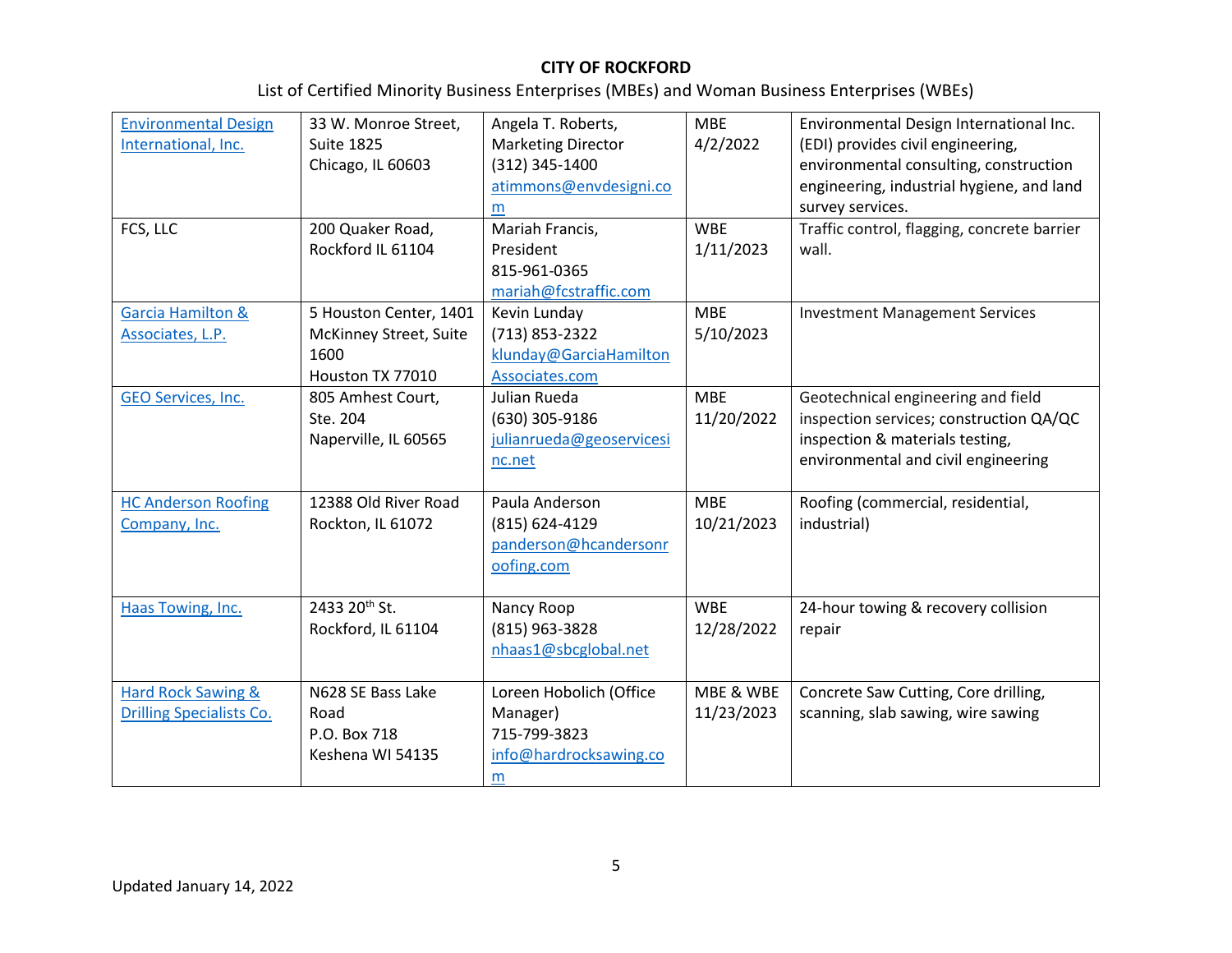**CITY OF ROCKFORD**

List of Certified Minority Business Enterprises (MBEs) and Woman Business Enterprises (WBEs)

| | | | | |
|---|---|---|---|---|
| Environmental Design International, Inc. | 33 W. Monroe Street, Suite 1825<br>Chicago, IL 60603 | Angela T. Roberts, Marketing Director<br>(312) 345-1400<br>atimmons@envdesigni.com | MBE<br>4/2/2022 | Environmental Design International Inc. (EDI) provides civil engineering, environmental consulting, construction engineering, industrial hygiene, and land survey services. |
| FCS, LLC | 200 Quaker Road,<br>Rockford IL 61104 | Mariah Francis, President<br>815-961-0365<br>mariah@fcstraffic.com | WBE<br>1/11/2023 | Traffic control, flagging, concrete barrier wall. |
| Garcia Hamilton & Associates, L.P. | 5 Houston Center, 1401 McKinney Street, Suite 1600<br>Houston TX 77010 | Kevin Lunday<br>(713) 853-2322<br>klunday@GarciaHamiltonAssociates.com | MBE<br>5/10/2023 | Investment Management Services |
| GEO Services, Inc. | 805 Amhest Court, Ste. 204<br>Naperville, IL 60565 | Julian Rueda<br>(630) 305-9186<br>julianrueda@geoservicesinc.net | MBE<br>11/20/2022 | Geotechnical engineering and field inspection services; construction QA/QC inspection & materials testing, environmental and civil engineering |
| HC Anderson Roofing Company, Inc. | 12388 Old River Road<br>Rockton, IL 61072 | Paula Anderson<br>(815) 624-4129<br>panderson@hcandersonroofing.com | MBE<br>10/21/2023 | Roofing (commercial, residential, industrial) |
| Haas Towing, Inc. | 2433 20th St.<br>Rockford, IL 61104 | Nancy Roop<br>(815) 963-3828<br>nhaas1@sbcglobal.net | WBE<br>12/28/2022 | 24-hour towing & recovery collision repair |
| Hard Rock Sawing & Drilling Specialists Co. | N628 SE Bass Lake Road<br>P.O. Box 718<br>Keshena WI 54135 | Loreen Hobolich (Office Manager)<br>715-799-3823<br>info@hardrocksawing.com | MBE & WBE<br>11/23/2023 | Concrete Saw Cutting, Core drilling, scanning, slab sawing, wire sawing |

Updated January 14, 2022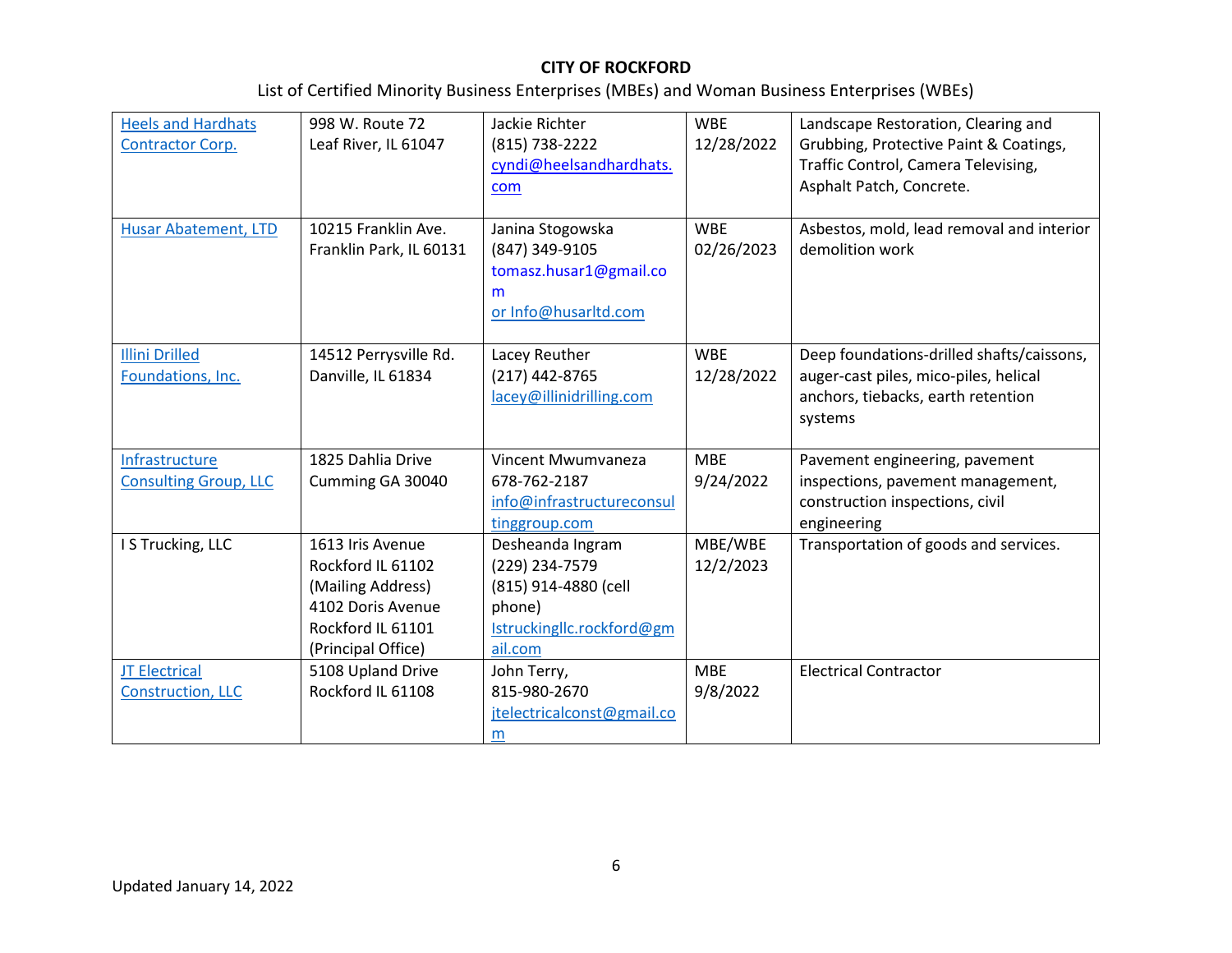**CITY OF ROCKFORD**

List of Certified Minority Business Enterprises (MBEs) and Woman Business Enterprises (WBEs)

| | | | | |
|---|---|---|---|---|
| Heels and Hardhats Contractor Corp. | 998 W. Route 72<br>Leaf River, IL 61047 | Jackie Richter<br>(815) 738-2222<br>cyndi@heelsandhardhats.com | WBE<br>12/28/2022 | Landscape Restoration, Clearing and Grubbing, Protective Paint & Coatings, Traffic Control, Camera Televising, Asphalt Patch, Concrete. |
| Husar Abatement, LTD | 10215 Franklin Ave.<br>Franklin Park, IL 60131 | Janina Stogowska<br>(847) 349-9105<br>tomasz.husar1@gmail.com<br>or Info@husarltd.com | WBE<br>02/26/2023 | Asbestos, mold, lead removal and interior demolition work |
| Illini Drilled Foundations, Inc. | 14512 Perrysville Rd.<br>Danville, IL 61834 | Lacey Reuther<br>(217) 442-8765<br>lacey@illinidrilling.com | WBE<br>12/28/2022 | Deep foundations-drilled shafts/caissons, auger-cast piles, mico-piles, helical anchors, tiebacks, earth retention systems |
| Infrastructure Consulting Group, LLC | 1825 Dahlia Drive<br>Cumming GA 30040 | Vincent Mwumvaneza<br>678-762-2187<br>info@infrastructureconsultinggroup.com | MBE<br>9/24/2022 | Pavement engineering, pavement inspections, pavement management, construction inspections, civil engineering |
| I S Trucking, LLC | 1613 Iris Avenue<br>Rockford IL 61102<br>(Mailing Address)<br>4102 Doris Avenue<br>Rockford IL 61101<br>(Principal Office) | Desheanda Ingram<br>(229) 234-7579<br>(815) 914-4880 (cell phone)<br>Istruckingllc.rockford@gmail.com | MBE/WBE<br>12/2/2023 | Transportation of goods and services. |
| JT Electrical Construction, LLC | 5108 Upland Drive<br>Rockford IL 61108 | John Terry,<br>815-980-2670<br>jtelectricalconst@gmail.com | MBE<br>9/8/2022 | Electrical Contractor |

Updated January 14, 2022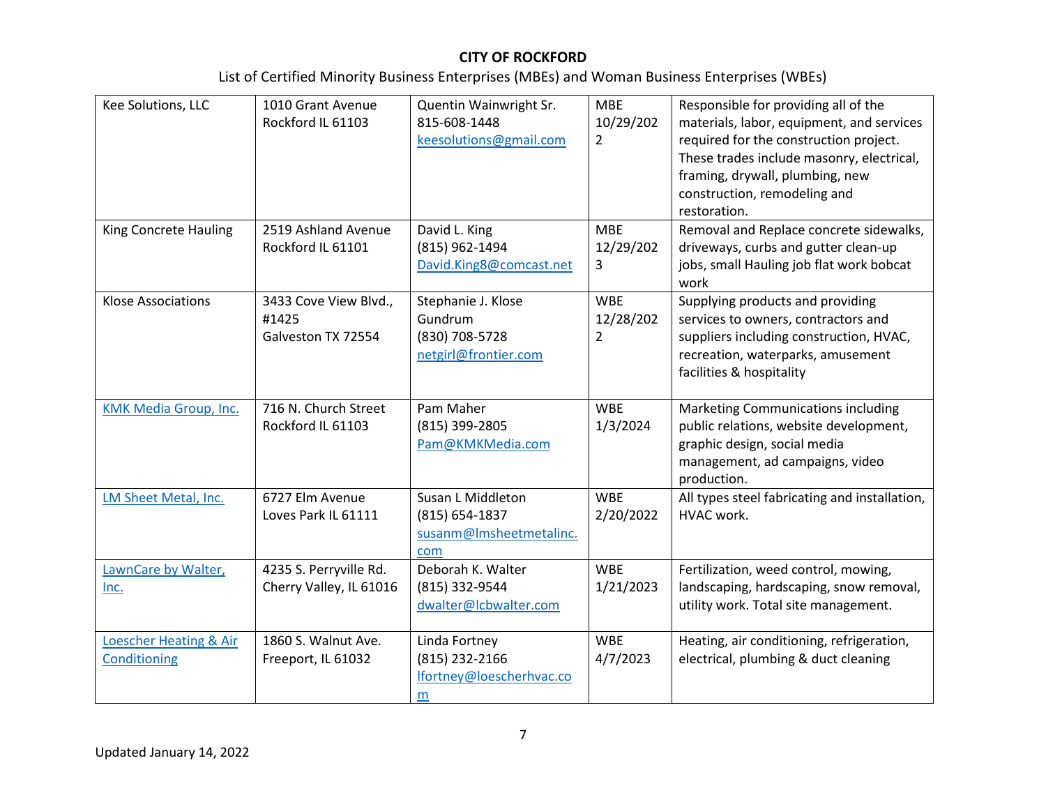**CITY OF ROCKFORD**

List of Certified Minority Business Enterprises (MBEs) and Woman Business Enterprises (WBEs)

| | | | | |
|---|---|---|---|---|
| Kee Solutions, LLC | 1010 Grant Avenue<br>Rockford IL 61103 | Quentin Wainwright Sr.<br>815-608-1448<br>keesolutions@gmail.com | MBE<br>10/29/2022 | Responsible for providing all of the materials, labor, equipment, and services required for the construction project. These trades include masonry, electrical, framing, drywall, plumbing, new construction, remodeling and restoration. |
| King Concrete Hauling | 2519 Ashland Avenue<br>Rockford IL 61101 | David L. King<br>(815) 962-1494<br>David.King8@comcast.net | MBE<br>12/29/2023 | Removal and Replace concrete sidewalks, driveways, curbs and gutter clean-up jobs, small Hauling job flat work bobcat work |
| Klose Associations | 3433 Cove View Blvd., #1425<br>Galveston TX 72554 | Stephanie J. Klose Gundrum<br>(830) 708-5728<br>netgirl@frontier.com | WBE<br>12/28/2022 | Supplying products and providing services to owners, contractors and suppliers including construction, HVAC, recreation, waterparks, amusement facilities & hospitality |
| KMK Media Group, Inc. | 716 N. Church Street<br>Rockford IL 61103 | Pam Maher<br>(815) 399-2805<br>Pam@KMKMedia.com | WBE<br>1/3/2024 | Marketing Communications including public relations, website development, graphic design, social media management, ad campaigns, video production. |
| LM Sheet Metal, Inc. | 6727 Elm Avenue<br>Loves Park IL 61111 | Susan L Middleton<br>(815) 654-1837<br>susanm@lmsheetmetalinc.com | WBE<br>2/20/2022 | All types steel fabricating and installation, HVAC work. |
| LawnCare by Walter, Inc. | 4235 S. Perryville Rd.<br>Cherry Valley, IL 61016 | Deborah K. Walter<br>(815) 332-9544<br>dwalter@lcbwalter.com | WBE<br>1/21/2023 | Fertilization, weed control, mowing, landscaping, hardscaping, snow removal, utility work. Total site management. |
| Loescher Heating & Air Conditioning | 1860 S. Walnut Ave.<br>Freeport, IL 61032 | Linda Fortney<br>(815) 232-2166<br>lfortney@loescherhvac.com | WBE<br>4/7/2023 | Heating, air conditioning, refrigeration, electrical, plumbing & duct cleaning |

Updated January 14, 2022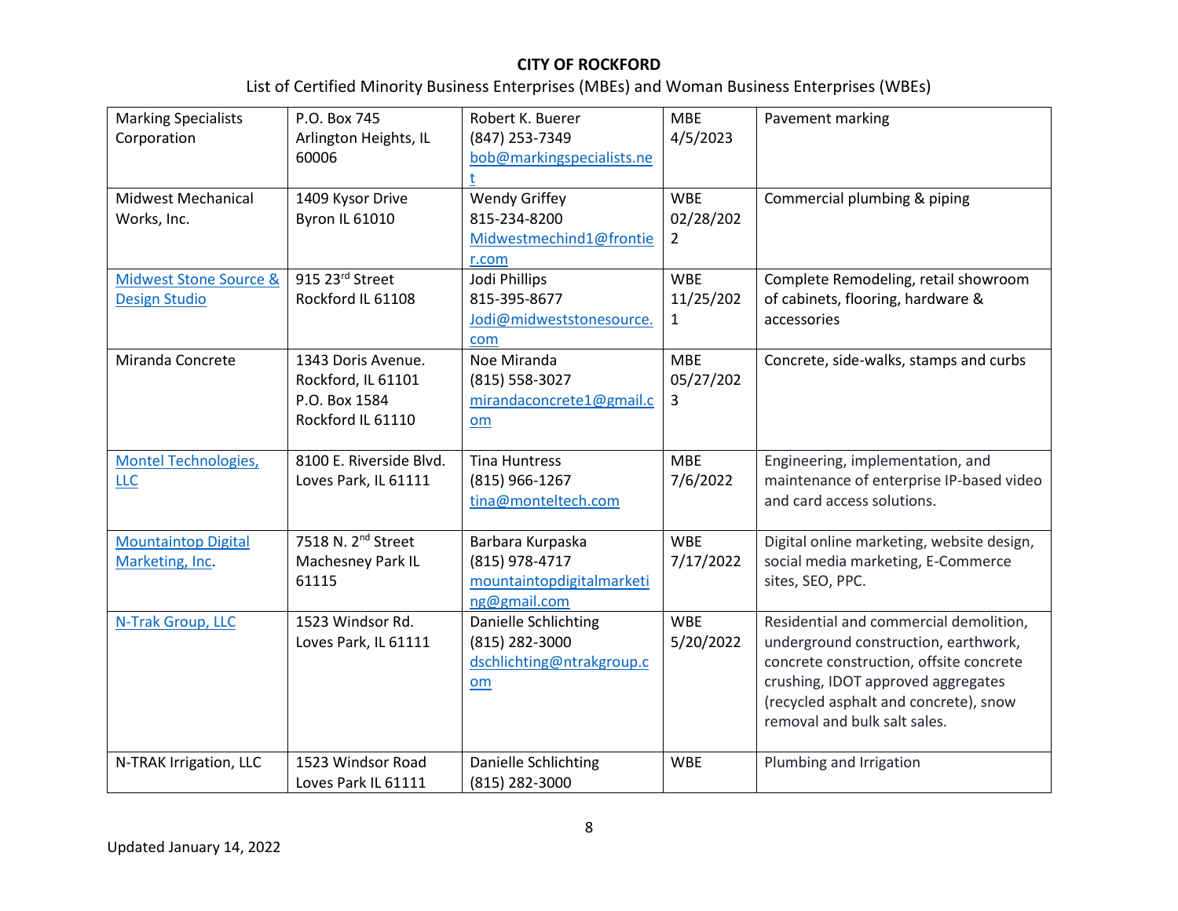**CITY OF ROCKFORD**

List of Certified Minority Business Enterprises (MBEs) and Woman Business Enterprises (WBEs)

| | | | | |
|---|---|---|---|---|
| Marking Specialists Corporation | P.O. Box 745<br>Arlington Heights, IL 60006 | Robert K. Buerer<br>(847) 253-7349<br>bob@markingspecialists.net | MBE<br>4/5/2023 | Pavement marking |
| Midwest Mechanical Works, Inc. | 1409 Kysor Drive<br>Byron IL 61010 | Wendy Griffey<br>815-234-8200<br>Midwestmechind1@frontier.com | WBE<br>02/28/2022 | Commercial plumbing & piping |
| Midwest Stone Source & Design Studio | 915 23rd Street<br>Rockford IL 61108 | Jodi Phillips<br>815-395-8677<br>Jodi@midweststonesource.com | WBE<br>11/25/2021 | Complete Remodeling, retail showroom of cabinets, flooring, hardware & accessories |
| Miranda Concrete | 1343 Doris Avenue.<br>Rockford, IL 61101<br>P.O. Box 1584<br>Rockford IL 61110 | Noe Miranda<br>(815) 558-3027<br>mirandaconcrete1@gmail.com | MBE<br>05/27/2023 | Concrete, side-walks, stamps and curbs |
| Montel Technologies, LLC | 8100 E. Riverside Blvd.<br>Loves Park, IL 61111 | Tina Huntress<br>(815) 966-1267<br>tina@monteltech.com | MBE<br>7/6/2022 | Engineering, implementation, and maintenance of enterprise IP-based video and card access solutions. |
| Mountaintop Digital Marketing, Inc. | 7518 N. 2nd Street<br>Machesney Park IL 61115 | Barbara Kurpaska<br>(815) 978-4717<br>mountaintopdigitalmarketing@gmail.com | WBE<br>7/17/2022 | Digital online marketing, website design, social media marketing, E-Commerce sites, SEO, PPC. |
| N-Trak Group, LLC | 1523 Windsor Rd.<br>Loves Park, IL 61111 | Danielle Schlichting<br>(815) 282-3000<br>dschlichting@ntrakgroup.com | WBE<br>5/20/2022 | Residential and commercial demolition, underground construction, earthwork, concrete construction, offsite concrete crushing, IDOT approved aggregates (recycled asphalt and concrete), snow removal and bulk salt sales. |
| N-TRAK Irrigation, LLC | 1523 Windsor Road<br>Loves Park IL 61111 | Danielle Schlichting<br>(815) 282-3000 | WBE | Plumbing and Irrigation |

Updated January 14, 2022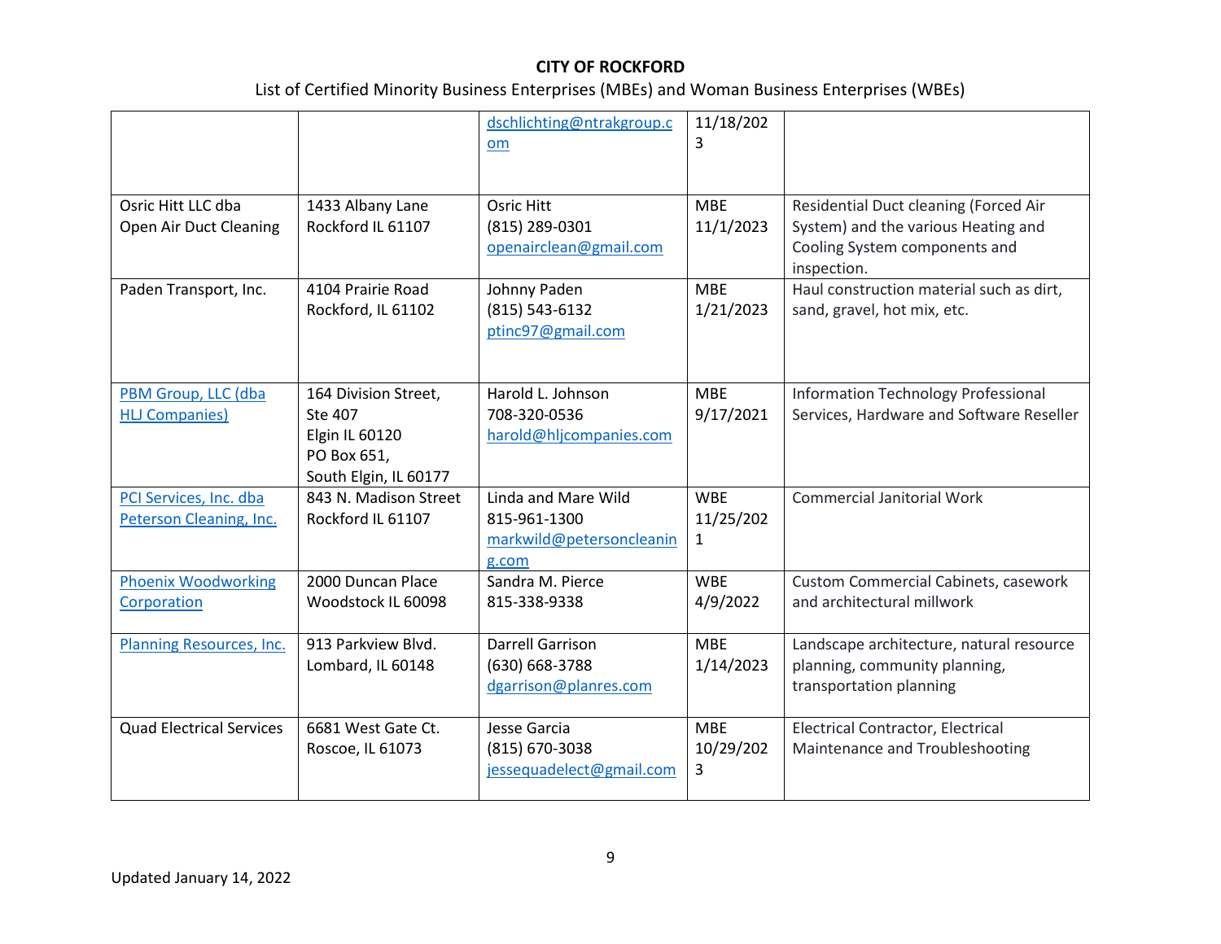**CITY OF ROCKFORD**

List of Certified Minority Business Enterprises (MBEs) and Woman Business Enterprises (WBEs)

| | | | | |
|---|---|---|---|---|
| | | dschlichting@ntrakgroup.com | 11/18/2023 | |
| Osric Hitt LLC dba Open Air Duct Cleaning | 1433 Albany Lane Rockford IL 61107 | Osric Hitt (815) 289-0301 openairclean@gmail.com | MBE 11/1/2023 | Residential Duct cleaning (Forced Air System) and the various Heating and Cooling System components and inspection. |
| Paden Transport, Inc. | 4104 Prairie Road Rockford, IL 61102 | Johnny Paden (815) 543-6132 ptinc97@gmail.com | MBE 1/21/2023 | Haul construction material such as dirt, sand, gravel, hot mix, etc. |
| PBM Group, LLC (dba HLJ Companies) | 164 Division Street, Ste 407 Elgin IL 60120 PO Box 651, South Elgin, IL 60177 | Harold L. Johnson 708-320-0536 harold@hljcompanies.com | MBE 9/17/2021 | Information Technology Professional Services, Hardware and Software Reseller |
| PCI Services, Inc. dba Peterson Cleaning, Inc. | 843 N. Madison Street Rockford IL 61107 | Linda and Mare Wild 815-961-1300 markwild@petersoncleaning.com | WBE 11/25/2021 | Commercial Janitorial Work |
| Phoenix Woodworking Corporation | 2000 Duncan Place Woodstock IL 60098 | Sandra M. Pierce 815-338-9338 | WBE 4/9/2022 | Custom Commercial Cabinets, casework and architectural millwork |
| Planning Resources, Inc. | 913 Parkview Blvd. Lombard, IL 60148 | Darrell Garrison (630) 668-3788 dgarrison@planres.com | MBE 1/14/2023 | Landscape architecture, natural resource planning, community planning, transportation planning |
| Quad Electrical Services | 6681 West Gate Ct. Roscoe, IL 61073 | Jesse Garcia (815) 670-3038 jessequadelect@gmail.com | MBE 10/29/2023 | Electrical Contractor, Electrical Maintenance and Troubleshooting |

Updated January 14, 2022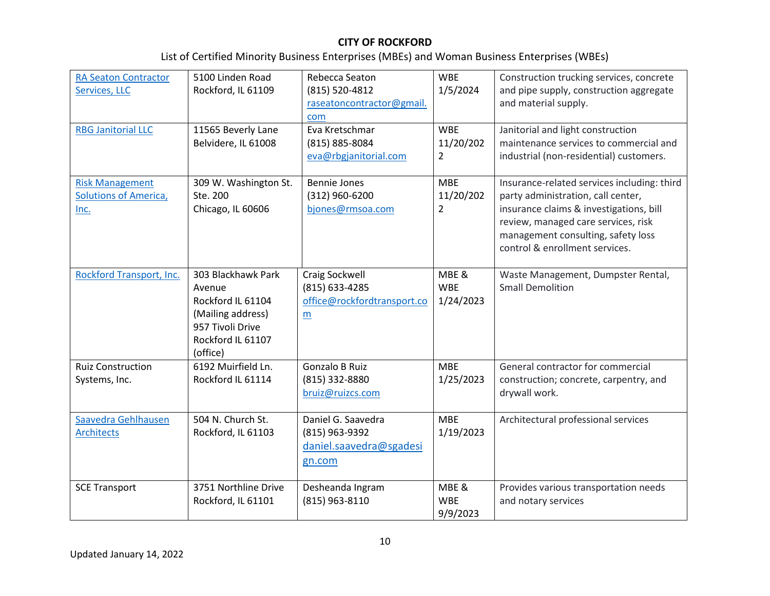**CITY OF ROCKFORD**

List of Certified Minority Business Enterprises (MBEs) and Woman Business Enterprises (WBEs)

| | | | | |
|---|---|---|---|---|
| RA Seaton Contractor Services, LLC | 5100 Linden Road<br>Rockford, IL 61109 | Rebecca Seaton<br>(815) 520-4812<br>raseatoncontractor@gmail.com | WBE<br>1/5/2024 | Construction trucking services, concrete and pipe supply, construction aggregate and material supply. |
| RBG Janitorial LLC | 11565 Beverly Lane<br>Belvidere, IL 61008 | Eva Kretschmar<br>(815) 885-8084<br>eva@rbgjanitorial.com | WBE<br>11/20/2022 | Janitorial and light construction maintenance services to commercial and industrial (non-residential) customers. |
| Risk Management Solutions of America, Inc. | 309 W. Washington St. Ste. 200<br>Chicago, IL 60606 | Bennie Jones<br>(312) 960-6200<br>bjones@rmsoa.com | MBE<br>11/20/2022 | Insurance-related services including: third party administration, call center, insurance claims & investigations, bill review, managed care services, risk management consulting, safety loss control & enrollment services. |
| Rockford Transport, Inc. | 303 Blackhawk Park Avenue<br>Rockford IL 61104<br>(Mailing address)<br>957 Tivoli Drive<br>Rockford IL 61107<br>(office) | Craig Sockwell<br>(815) 633-4285<br>office@rockfordtransport.com | MBE & WBE<br>1/24/2023 | Waste Management, Dumpster Rental, Small Demolition |
| Ruiz Construction Systems, Inc. | 6192 Muirfield Ln.<br>Rockford IL 61114 | Gonzalo B Ruiz<br>(815) 332-8880<br>bruiz@ruizcs.com | MBE<br>1/25/2023 | General contractor for commercial construction; concrete, carpentry, and drywall work. |
| Saavedra Gehlhausen Architects | 504 N. Church St.<br>Rockford, IL 61103 | Daniel G. Saavedra<br>(815) 963-9392<br>daniel.saavedra@sgadesign.com | MBE<br>1/19/2023 | Architectural professional services |
| SCE Transport | 3751 Northline Drive<br>Rockford, IL 61101 | Desheanda Ingram<br>(815) 963-8110 | MBE & WBE<br>9/9/2023 | Provides various transportation needs and notary services |

Updated January 14, 2022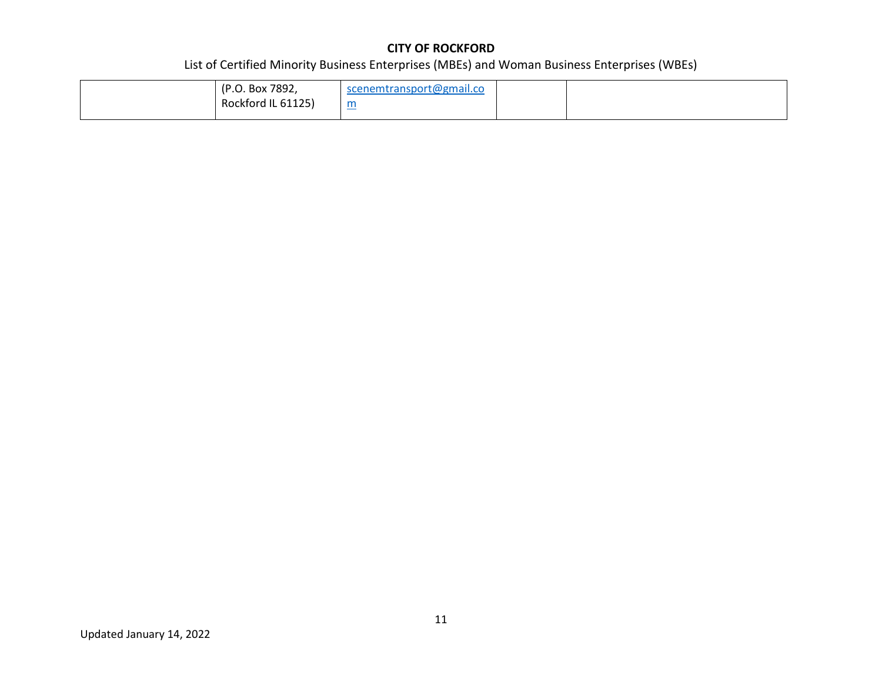**CITY OF ROCKFORD**

List of Certified Minority Business Enterprises (MBEs) and Woman Business Enterprises (WBEs)

| | | | | |
|---|---|---|---|---|
| | (P.O. Box 7892, Rockford IL 61125) | scenemtransport@gmail.com | | |

Updated January 14, 2022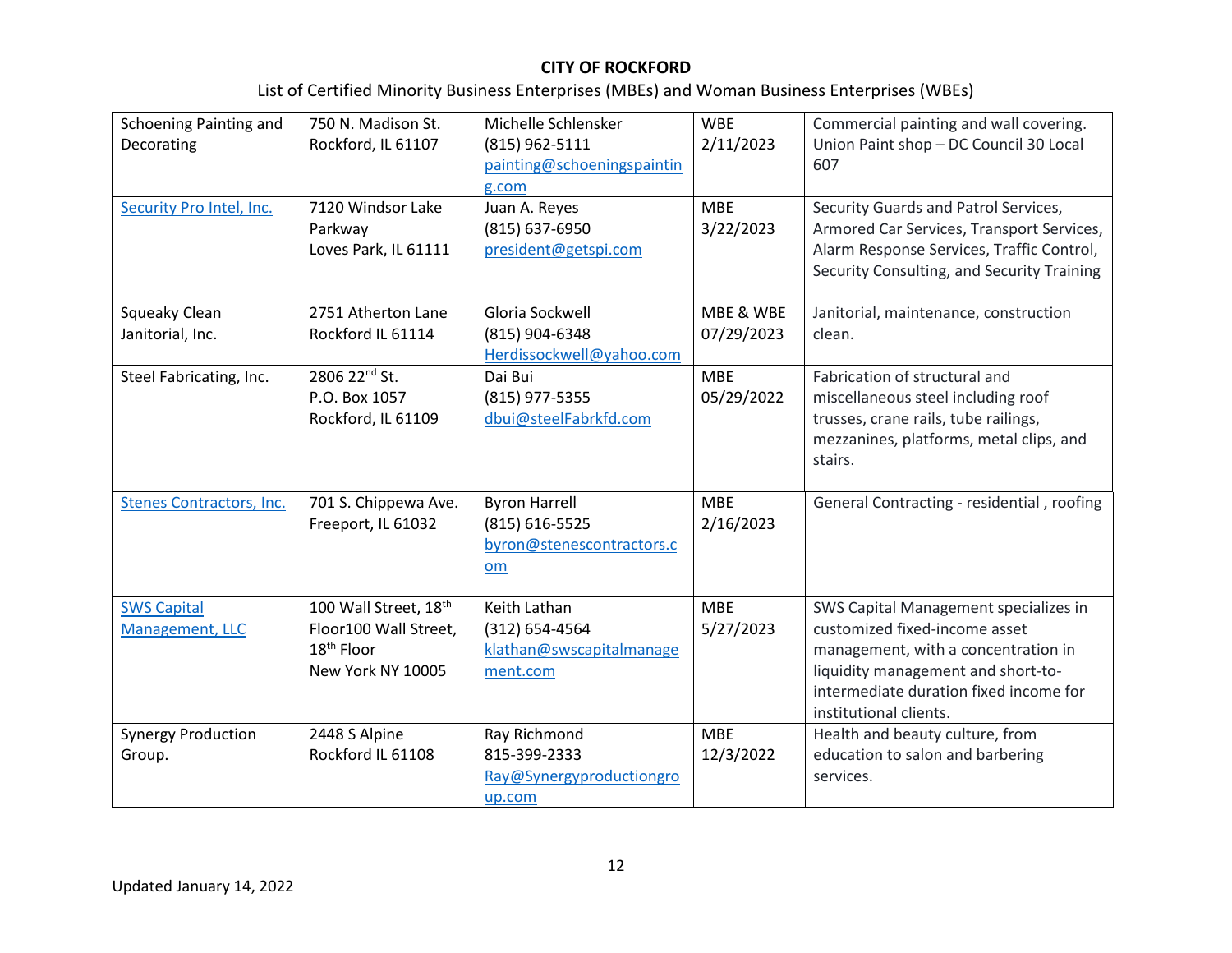**CITY OF ROCKFORD**

List of Certified Minority Business Enterprises (MBEs) and Woman Business Enterprises (WBEs)

| | | | | |
|---|---|---|---|---|
| Schoening Painting and Decorating | 750 N. Madison St.<br>Rockford, IL 61107 | Michelle Schlensker<br>(815) 962-5111<br>painting@schoeningspainting.com | WBE<br>2/11/2023 | Commercial painting and wall covering. Union Paint shop – DC Council 30 Local 607 |
| Security Pro Intel, Inc. | 7120 Windsor Lake Parkway<br>Loves Park, IL 61111 | Juan A. Reyes<br>(815) 637-6950<br>president@getspi.com | MBE<br>3/22/2023 | Security Guards and Patrol Services, Armored Car Services, Transport Services, Alarm Response Services, Traffic Control, Security Consulting, and Security Training |
| Squeaky Clean Janitorial, Inc. | 2751 Atherton Lane<br>Rockford IL 61114 | Gloria Sockwell<br>(815) 904-6348<br>Herdissockwell@yahoo.com | MBE & WBE<br>07/29/2023 | Janitorial, maintenance, construction clean. |
| Steel Fabricating, Inc. | 2806 22nd St.<br>P.O. Box 1057<br>Rockford, IL 61109 | Dai Bui<br>(815) 977-5355<br>dbui@steelFabrkfd.com | MBE<br>05/29/2022 | Fabrication of structural and miscellaneous steel including roof trusses, crane rails, tube railings, mezzanines, platforms, metal clips, and stairs. |
| Stenes Contractors, Inc. | 701 S. Chippewa Ave.<br>Freeport, IL 61032 | Byron Harrell<br>(815) 616-5525<br>byron@stenescontractors.com | MBE<br>2/16/2023 | General Contracting - residential , roofing |
| SWS Capital Management, LLC | 100 Wall Street, 18th Floor100 Wall Street, 18th Floor<br>New York NY 10005 | Keith Lathan<br>(312) 654-4564<br>klathan@swscapitalmanagement.com | MBE<br>5/27/2023 | SWS Capital Management specializes in customized fixed-income asset management, with a concentration in liquidity management and short-to-intermediate duration fixed income for institutional clients. |
| Synergy Production Group. | 2448 S Alpine<br>Rockford IL 61108 | Ray Richmond<br>815-399-2333<br>Ray@Synergyproductiongroup.com | MBE<br>12/3/2022 | Health and beauty culture, from education to salon and barbering services. |

Updated January 14, 2022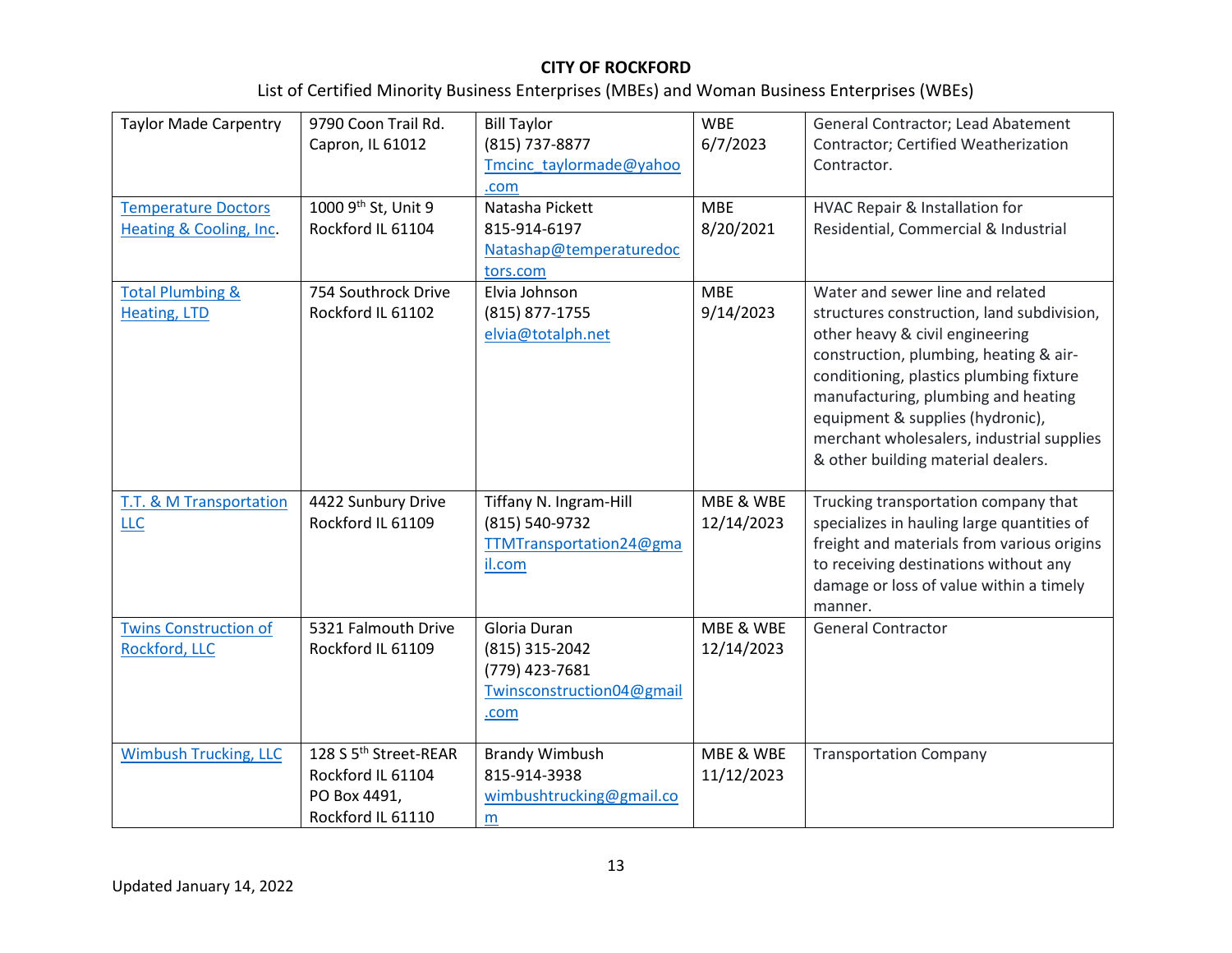**CITY OF ROCKFORD**

List of Certified Minority Business Enterprises (MBEs) and Woman Business Enterprises (WBEs)

| | | | | |
|---|---|---|---|---|
| Taylor Made Carpentry | 9790 Coon Trail Rd. Capron, IL 61012 | Bill Taylor (815) 737-8877 Tmcinc_taylormade@yahoo.com | WBE 6/7/2023 | General Contractor; Lead Abatement Contractor; Certified Weatherization Contractor. |
| Temperature Doctors Heating & Cooling, Inc. | 1000 9th St, Unit 9 Rockford IL 61104 | Natasha Pickett 815-914-6197 Natashap@temperaturedoctors.com | MBE 8/20/2021 | HVAC Repair & Installation for Residential, Commercial & Industrial |
| Total Plumbing & Heating, LTD | 754 Southrock Drive Rockford IL 61102 | Elvia Johnson (815) 877-1755 elvia@totalph.net | MBE 9/14/2023 | Water and sewer line and related structures construction, land subdivision, other heavy & civil engineering construction, plumbing, heating & air-conditioning, plastics plumbing fixture manufacturing, plumbing and heating equipment & supplies (hydronic), merchant wholesalers, industrial supplies & other building material dealers. |
| T.T. & M Transportation LLC | 4422 Sunbury Drive Rockford IL 61109 | Tiffany N. Ingram-Hill (815) 540-9732 TTMTransportation24@gmail.com | MBE & WBE 12/14/2023 | Trucking transportation company that specializes in hauling large quantities of freight and materials from various origins to receiving destinations without any damage or loss of value within a timely manner. |
| Twins Construction of Rockford, LLC | 5321 Falmouth Drive Rockford IL 61109 | Gloria Duran (815) 315-2042 (779) 423-7681 Twinsconstruction04@gmail.com | MBE & WBE 12/14/2023 | General Contractor |
| Wimbush Trucking, LLC | 128 S 5th Street-REAR Rockford IL 61104 PO Box 4491, Rockford IL 61110 | Brandy Wimbush 815-914-3938 wimbushtrucking@gmail.com | MBE & WBE 11/12/2023 | Transportation Company |

Updated January 14, 2022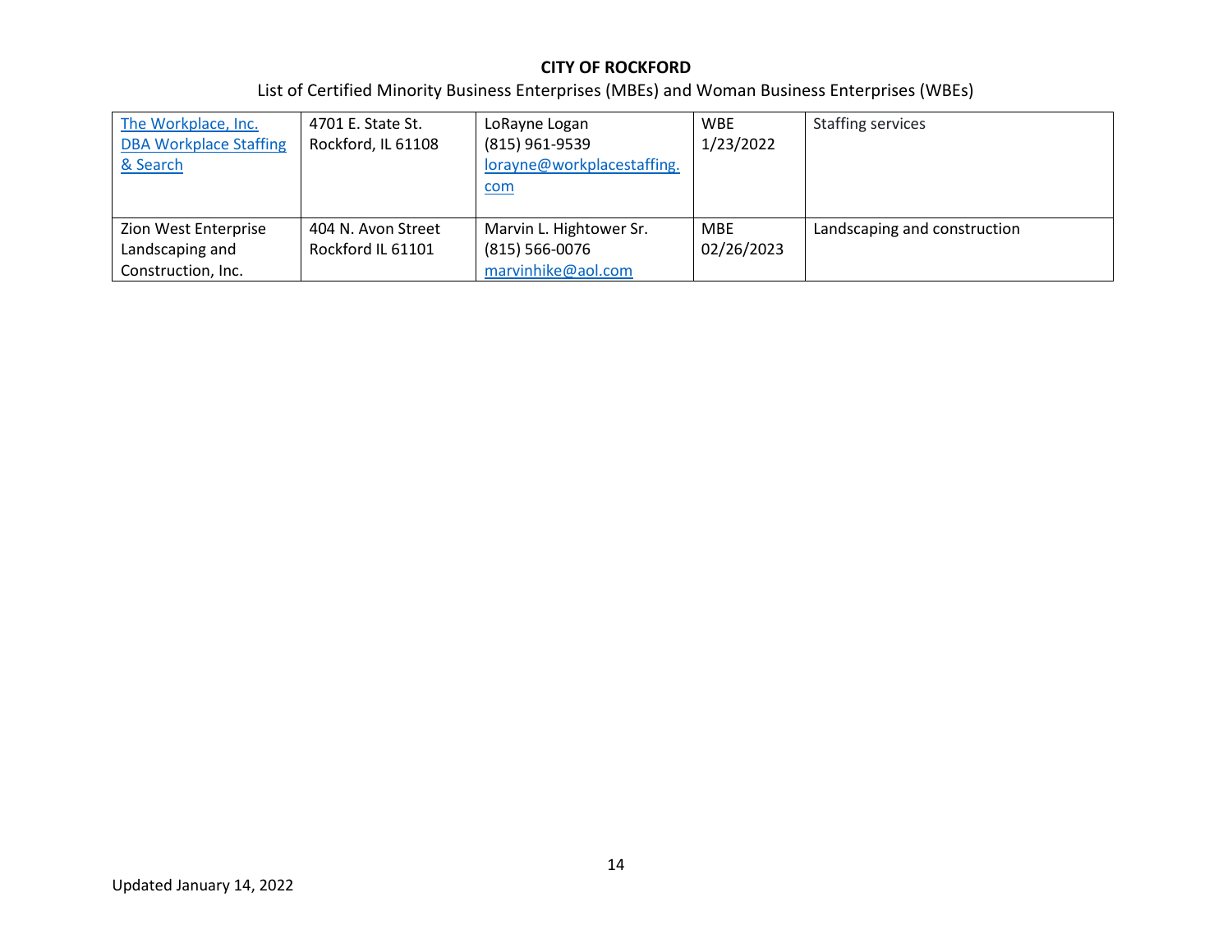**CITY OF ROCKFORD**

List of Certified Minority Business Enterprises (MBEs) and Woman Business Enterprises (WBEs)

| | | | | |
|---|---|---|---|---|
| The Workplace, Inc. DBA Workplace Staffing & Search | 4701 E. State St. Rockford, IL 61108 | LoRayne Logan (815) 961-9539 lorayne@workplacestaffing.com | WBE 1/23/2022 | Staffing services |
| Zion West Enterprise Landscaping and Construction, Inc. | 404 N. Avon Street Rockford IL 61101 | Marvin L. Hightower Sr. (815) 566-0076 marvinhike@aol.com | MBE 02/26/2023 | Landscaping and construction |

Updated January 14, 2022